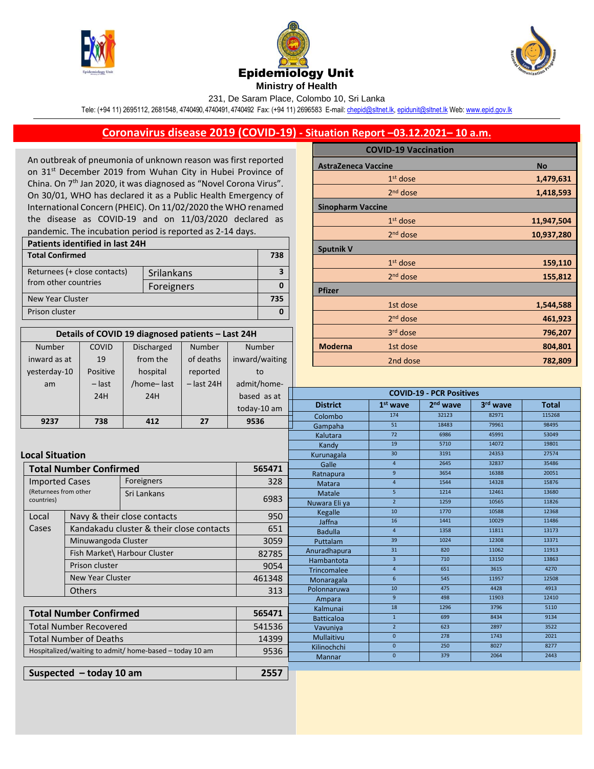# Epidemiology Unit

**Ministry of Health**

231, De Saram Place, Colombo 10, Sri Lanka

Tele: (+94 11) 2695112, 2681548, 4740490, 4740491, 4740492 Fax: (+94 11) 2696583 E-mail: chepid@sltnet.lk, epidunit@sltnet.lk Web: www.epid.gov.lk

## Coronavirus disease 2019 (COVID-19) - Situation Report –03.12.2021– 10 a.m.

An outbreak of pneumonia of unknown reason was first reported on 31st December 2019 from Wuhan City in Hubei Province of China. On 7th Jan 2020, it was diagnosed as "Novel Corona Virus". On 30/01, WHO has declared it as a Public Health Emergency of International Concern (PHEIC). On 11/02/2020 the WHO renamed the disease as COVID-19 and on 11/03/2020 declared as pandemic. The incubation period is reported as 2-14 days.

| Patients identified in last 24H | | |
|---|---|---|
| **Total Confirmed** | | **738** |
| Returnees (+ close contacts) from other countries | Srilankans | 3 |
| | Foreigners | 0 |
| New Year Cluster | | 735 |
| Prison cluster | | 0 |

**Details of COVID 19 diagnosed patients – Last 24H**

| Number inward as at yesterday-10 am | COVID 19 Positive – last 24H | Discharged from the hospital /home– last 24H | Number of deaths reported – last 24H | Number inward/waiting to admit/home-based as at today-10 am |
|---|---|---|---|---|
| 9237 | 738 | 412 | 27 | 9536 |

### Local Situation

| Total Number Confirmed | | | 565471 |
|---|---|---|---|
| Imported Cases (Returnees from other countries) | Foreigners | | 328 |
| | Sri Lankans | | 6983 |
| Local Cases | Navy & their close contacts | | 950 |
| | Kandakadu cluster & their close contacts | | 651 |
| | Minuwangoda Cluster | | 3059 |
| | Fish Market\ Harbour Cluster | | 82785 |
| | Prison cluster | | 9054 |
| | New Year Cluster | | 461348 |
| | Others | | 313 |

| Total Number Confirmed | 565471 |
|---|---|
| Total Number Recovered | 541536 |
| Total Number of Deaths | 14399 |
| Hospitalized/waiting to admit/ home-based – today 10 am | 9536 |

| Suspected – today 10 am | 2557 |
|---|---|

**COVID-19 Vaccination**

| Vaccine | Dose | No |
|---|---|---|
| **AstraZeneca Vaccine** | | |
| | 1st dose | 1,479,631 |
| | 2nd dose | 1,418,593 |
| **Sinopharm Vaccine** | | |
| | 1st dose | 11,947,504 |
| | 2nd dose | 10,937,280 |
| **Sputnik V** | | |
| | 1st dose | 159,110 |
| | 2nd dose | 155,812 |
| **Pfizer** | | |
| | 1st dose | 1,544,588 |
| | 2nd dose | 461,923 |
| | 3rd dose | 796,207 |
| **Moderna** | 1st dose | 804,801 |
| | 2nd dose | 782,809 |

**COVID-19 - PCR Positives**

| District | 1st wave | 2nd wave | 3rd wave | Total |
|---|---|---|---|---|
| Colombo | 174 | 32123 | 82971 | 115268 |
| Gampaha | 51 | 18483 | 79961 | 98495 |
| Kalutara | 72 | 6986 | 45991 | 53049 |
| Kandy | 19 | 5710 | 14072 | 19801 |
| Kurunagala | 30 | 3191 | 24353 | 27574 |
| Galle | 4 | 2645 | 32837 | 35486 |
| Ratnapura | 9 | 3654 | 16388 | 20051 |
| Matara | 4 | 1544 | 14328 | 15876 |
| Matale | 5 | 1214 | 12461 | 13680 |
| Nuwara Eli ya | 2 | 1259 | 10565 | 11826 |
| Kegalle | 10 | 1770 | 10588 | 12368 |
| Jaffna | 16 | 1441 | 10029 | 11486 |
| Badulla | 4 | 1358 | 11811 | 13173 |
| Puttalam | 39 | 1024 | 12308 | 13371 |
| Anuradhapura | 31 | 820 | 11062 | 11913 |
| Hambantota | 3 | 710 | 13150 | 13863 |
| Trincomalee | 4 | 651 | 3615 | 4270 |
| Monaragala | 6 | 545 | 11957 | 12508 |
| Polonnaruwa | 10 | 475 | 4428 | 4913 |
| Ampara | 9 | 498 | 11903 | 12410 |
| Kalmunai | 18 | 1296 | 3796 | 5110 |
| Batticaloa | 1 | 699 | 8434 | 9134 |
| Vavuniya | 2 | 623 | 2897 | 3522 |
| Mullaitivu | 0 | 278 | 1743 | 2021 |
| Kilinochchi | 0 | 250 | 8027 | 8277 |
| Mannar | 0 | 379 | 2064 | 2443 |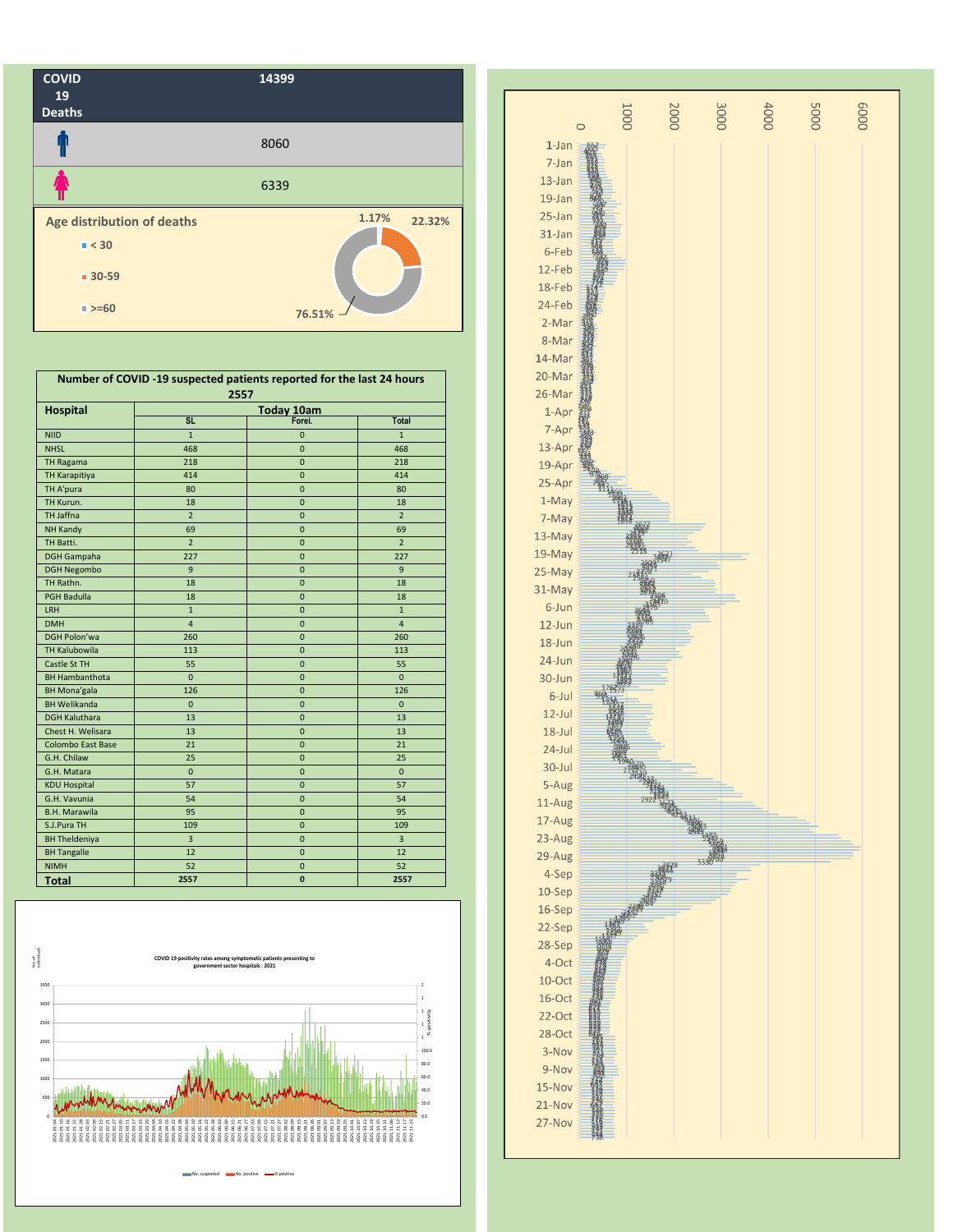| COVID 19 Deaths | 14399 |
|---|---|
| Male | 8060 |
| Female | 6339 |

## Age distribution of deaths

- < 30
- 30-59
- >=60

1.17%
22.32%
76.51%

| Number of COVID -19 suspected patients reported for the last 24 hours 2557 | | | |
|---|---|---|---|
| Hospital | Today 10am | | |
| | SL | Forei. | Total |
| NIID | 1 | 0 | 1 |
| NHSL | 468 | 0 | 468 |
| TH Ragama | 218 | 0 | 218 |
| TH Karapitiya | 414 | 0 | 414 |
| TH A'pura | 80 | 0 | 80 |
| TH Kurun. | 18 | 0 | 18 |
| TH Jaffna | 2 | 0 | 2 |
| NH Kandy | 69 | 0 | 69 |
| TH Batti. | 2 | 0 | 2 |
| DGH Gampaha | 227 | 0 | 227 |
| DGH Negombo | 9 | 0 | 9 |
| TH Rathn. | 18 | 0 | 18 |
| PGH Badulla | 18 | 0 | 18 |
| LRH | 1 | 0 | 1 |
| DMH | 4 | 0 | 4 |
| DGH Polon'wa | 260 | 0 | 260 |
| TH Kalubowila | 113 | 0 | 113 |
| Castle St TH | 55 | 0 | 55 |
| BH Hambanthota | 0 | 0 | 0 |
| BH Mona'gala | 126 | 0 | 126 |
| BH Welikanda | 0 | 0 | 0 |
| DGH Kaluthara | 13 | 0 | 13 |
| Chest H. Welisara | 13 | 0 | 13 |
| Colombo East Base | 21 | 0 | 21 |
| G.H. Chilaw | 25 | 0 | 25 |
| G.H. Matara | 0 | 0 | 0 |
| KDU Hospital | 57 | 0 | 57 |
| G.H. Vavunia | 54 | 0 | 54 |
| B.H. Marawila | 95 | 0 | 95 |
| S.J.Pura TH | 109 | 0 | 109 |
| BH Theldeniya | 3 | 0 | 3 |
| BH Tangalle | 12 | 0 | 12 |
| NIMH | 52 | 0 | 52 |
| **Total** | **2557** | **0** | **2557** |

COVID 19 positivity rates among symptomatic patients presenting to government sector hospitals : 2021

No. of individuals

% positivity

No. suspected
No. positive
% positive